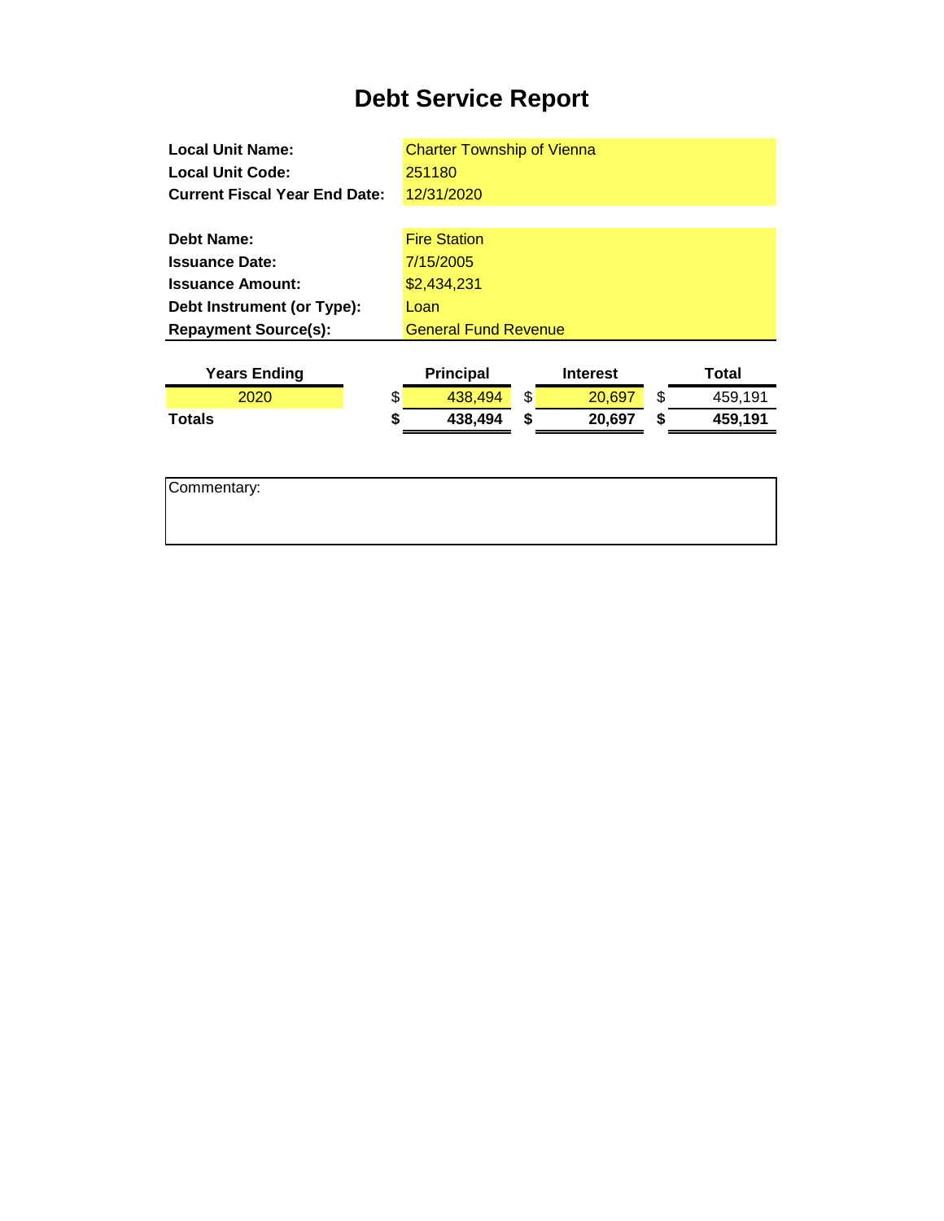# Debt Service Report

**Local Unit Name:** Charter Township of Vienna
**Local Unit Code:** 251180
**Current Fiscal Year End Date:** 12/31/2020

**Debt Name:** Fire Station
**Issuance Date:** 7/15/2005
**Issuance Amount:** $2,434,231
**Debt Instrument (or Type):** Loan
**Repayment Source(s):** General Fund Revenue

| Years Ending | Principal | Interest | Total |
|---|---|---|---|
| 2020 | $ 438,494 | $ 20,697 | $ 459,191 |
| **Totals** | **$ 438,494** | **$ 20,697** | **$ 459,191** |

Commentary: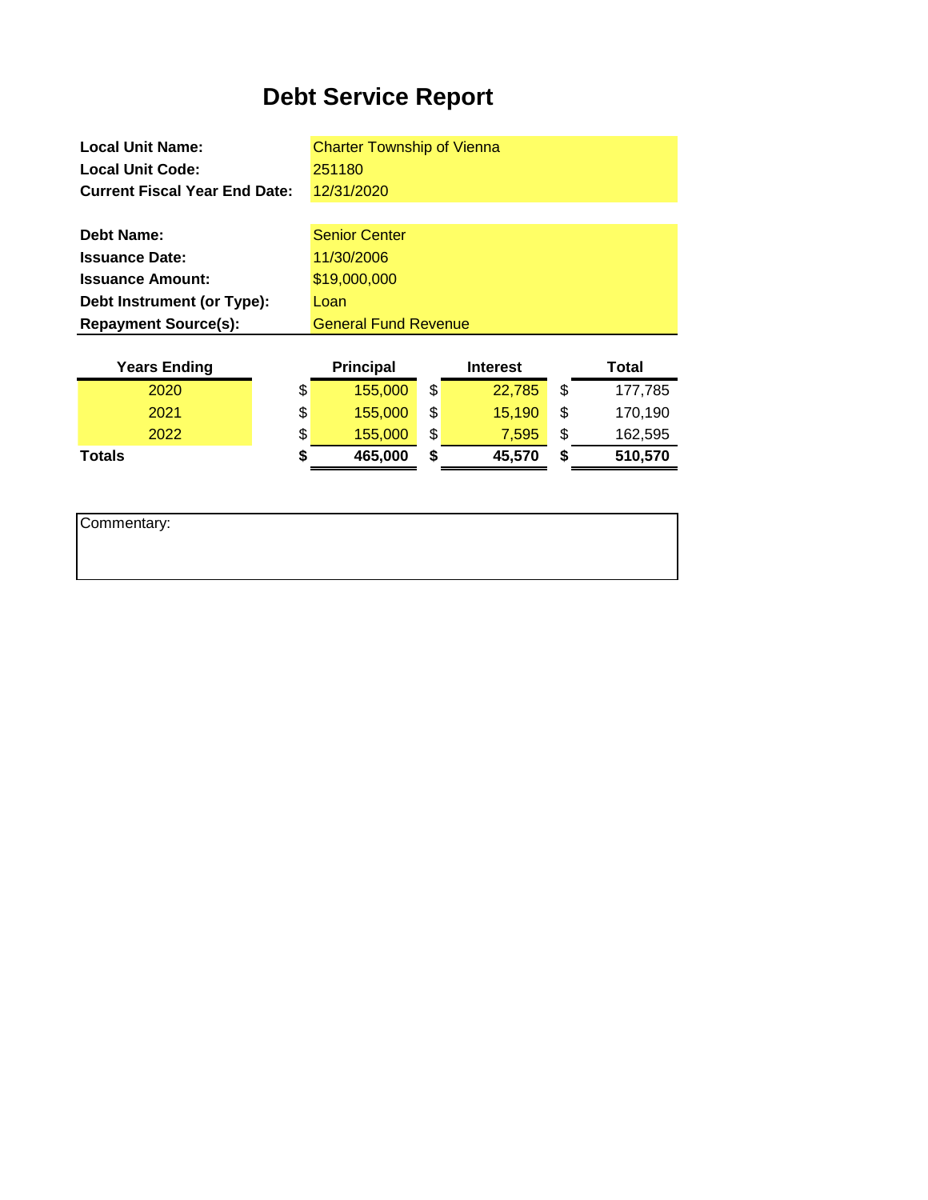# Debt Service Report

| | |
|---|---|
| **Local Unit Name:** | Charter Township of Vienna |
| **Local Unit Code:** | 251180 |
| **Current Fiscal Year End Date:** | 12/31/2020 |

| | |
|---|---|
| **Debt Name:** | Senior Center |
| **Issuance Date:** | 11/30/2006 |
| **Issuance Amount:** | $19,000,000 |
| **Debt Instrument (or Type):** | Loan |
| **Repayment Source(s):** | General Fund Revenue |

| Years Ending | Principal | Interest | Total |
|---|---|---|---|
| 2020 | $ 155,000 | $ 22,785 | $ 177,785 |
| 2021 | $ 155,000 | $ 15,190 | $ 170,190 |
| 2022 | $ 155,000 | $ 7,595 | $ 162,595 |
| **Totals** | **$ 465,000** | **$ 45,570** | **$ 510,570** |

Commentary: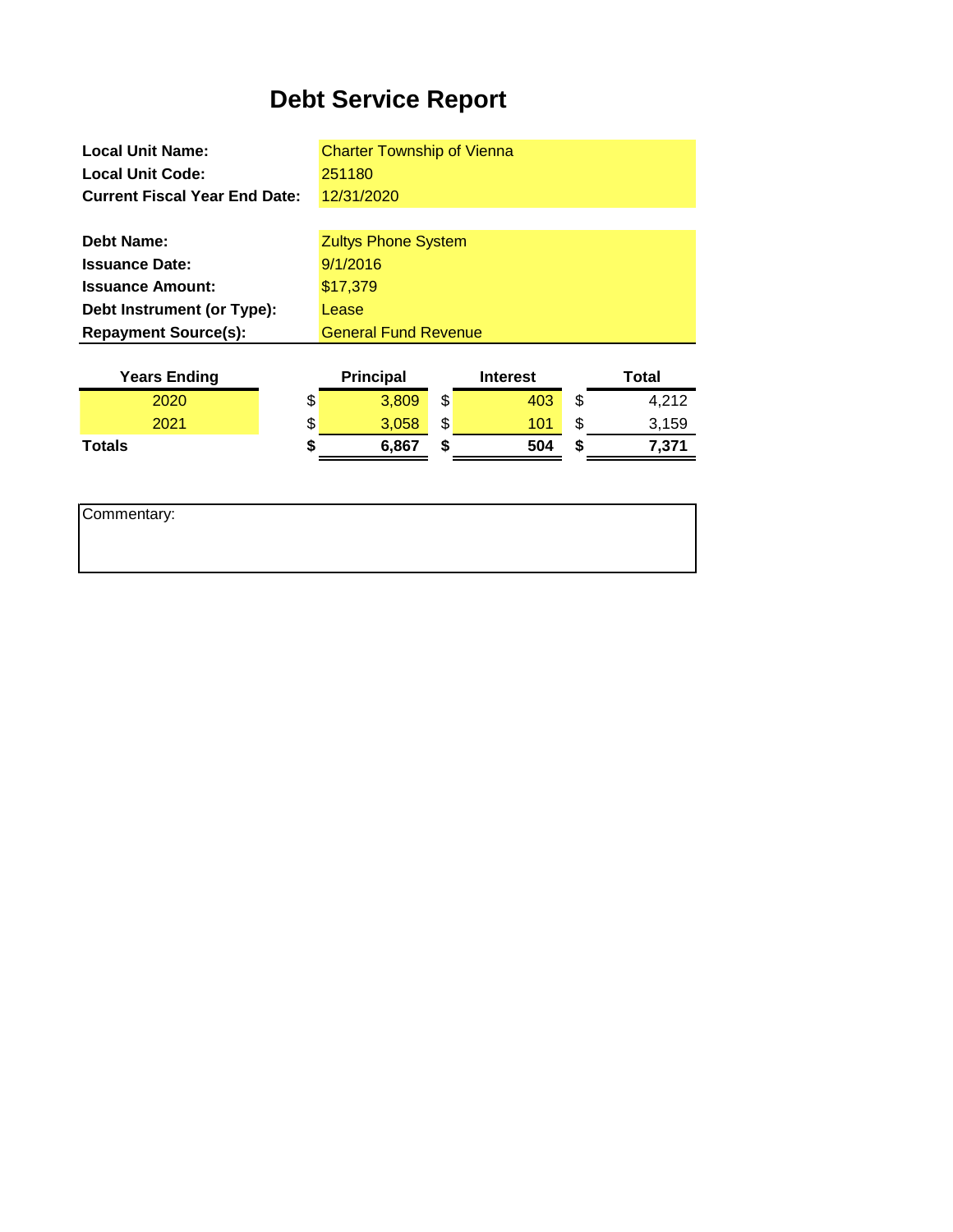# Debt Service Report

| | |
|---|---|
| **Local Unit Name:** | Charter Township of Vienna |
| **Local Unit Code:** | 251180 |
| **Current Fiscal Year End Date:** | 12/31/2020 |

| | |
|---|---|
| **Debt Name:** | Zultys Phone System |
| **Issuance Date:** | 9/1/2016 |
| **Issuance Amount:** | $17,379 |
| **Debt Instrument (or Type):** | Lease |
| **Repayment Source(s):** | General Fund Revenue |

| Years Ending | Principal | Interest | Total |
|---|---|---|---|
| 2020 | $ 3,809 | $ 403 | $ 4,212 |
| 2021 | $ 3,058 | $ 101 | $ 3,159 |
| **Totals** | **$ 6,867** | **$ 504** | **$ 7,371** |

Commentary: